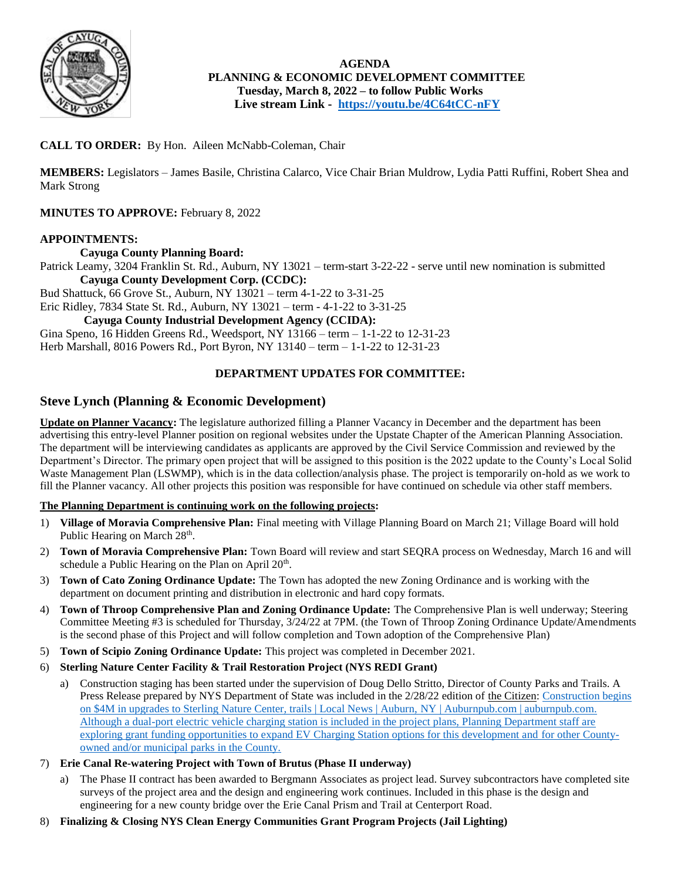**AGENDA**
**PLANNING & ECONOMIC DEVELOPMENT COMMITTEE**
**Tuesday, March 8, 2022 – to follow Public Works**
**Live stream Link - [https://youtu.be/4C64tCC-nFY](https://youtu.be/4C64tCC-nFY)**

**CALL TO ORDER:** By Hon. Aileen McNabb-Coleman, Chair

**MEMBERS:** Legislators – James Basile, Christina Calarco, Vice Chair Brian Muldrow, Lydia Patti Ruffini, Robert Shea and Mark Strong

**MINUTES TO APPROVE:** February 8, 2022

**APPOINTMENTS:**

**Cayuga County Planning Board:**
Patrick Leamy, 3204 Franklin St. Rd., Auburn, NY 13021 – term-start 3-22-22 - serve until new nomination is submitted

**Cayuga County Development Corp. (CCDC):**
Bud Shattuck, 66 Grove St., Auburn, NY 13021 – term 4-1-22 to 3-31-25
Eric Ridley, 7834 State St. Rd., Auburn, NY 13021 – term - 4-1-22 to 3-31-25

**Cayuga County Industrial Development Agency (CCIDA):**
Gina Speno, 16 Hidden Greens Rd., Weedsport, NY 13166 – term – 1-1-22 to 12-31-23
Herb Marshall, 8016 Powers Rd., Port Byron, NY 13140 – term – 1-1-22 to 12-31-23

**DEPARTMENT UPDATES FOR COMMITTEE:**

## Steve Lynch (Planning & Economic Development)

**Update on Planner Vacancy:** The legislature authorized filling a Planner Vacancy in December and the department has been advertising this entry-level Planner position on regional websites under the Upstate Chapter of the American Planning Association. The department will be interviewing candidates as applicants are approved by the Civil Service Commission and reviewed by the Department's Director. The primary open project that will be assigned to this position is the 2022 update to the County's Local Solid Waste Management Plan (LSWMP), which is in the data collection/analysis phase. The project is temporarily on-hold as we work to fill the Planner vacancy. All other projects this position was responsible for have continued on schedule via other staff members.

**The Planning Department is continuing work on the following projects:**

1) **Village of Moravia Comprehensive Plan:** Final meeting with Village Planning Board on March 21; Village Board will hold Public Hearing on March 28th.
2) **Town of Moravia Comprehensive Plan:** Town Board will review and start SEQRA process on Wednesday, March 16 and will schedule a Public Hearing on the Plan on April 20th.
3) **Town of Cato Zoning Ordinance Update:** The Town has adopted the new Zoning Ordinance and is working with the department on document printing and distribution in electronic and hard copy formats.
4) **Town of Throop Comprehensive Plan and Zoning Ordinance Update:** The Comprehensive Plan is well underway; Steering Committee Meeting #3 is scheduled for Thursday, 3/24/22 at 7PM. (the Town of Throop Zoning Ordinance Update/Amendments is the second phase of this Project and will follow completion and Town adoption of the Comprehensive Plan)
5) **Town of Scipio Zoning Ordinance Update:** This project was completed in December 2021.
6) **Sterling Nature Center Facility & Trail Restoration Project (NYS REDI Grant)**
   a) Construction staging has been started under the supervision of Doug Dello Stritto, Director of County Parks and Trails. A Press Release prepared by NYS Department of State was included in the 2/28/22 edition of the Citizen: Construction begins on $4M in upgrades to Sterling Nature Center, trails | Local News | Auburn, NY | Auburnpub.com | auburnpub.com. Although a dual-port electric vehicle charging station is included in the project plans, Planning Department staff are exploring grant funding opportunities to expand EV Charging Station options for this development and for other County-owned and/or municipal parks in the County.
7) **Erie Canal Re-watering Project with Town of Brutus (Phase II underway)**
   a) The Phase II contract has been awarded to Bergmann Associates as project lead. Survey subcontractors have completed site surveys of the project area and the design and engineering work continues. Included in this phase is the design and engineering for a new county bridge over the Erie Canal Prism and Trail at Centerport Road.
8) **Finalizing & Closing NYS Clean Energy Communities Grant Program Projects (Jail Lighting)**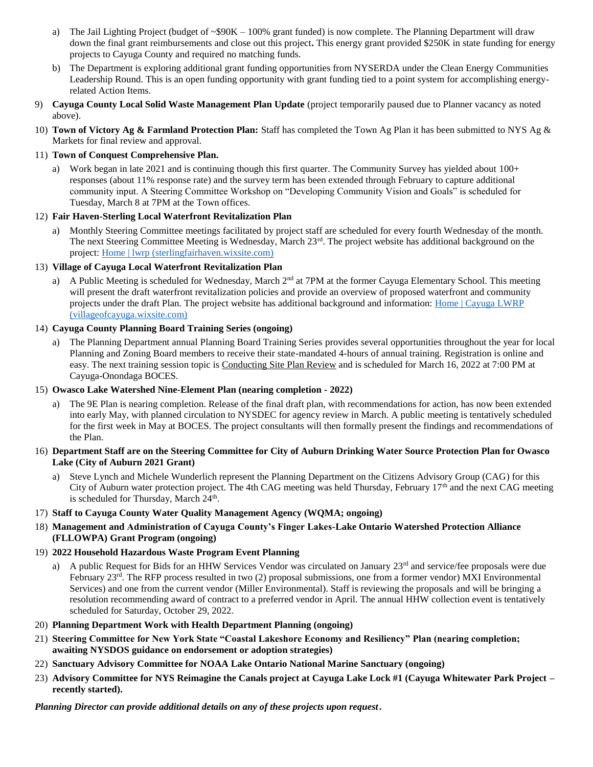a) The Jail Lighting Project (budget of ~$90K – 100% grant funded) is now complete. The Planning Department will draw down the final grant reimbursements and close out this project**.** This energy grant provided $250K in state funding for energy projects to Cayuga County and required no matching funds.

b) The Department is exploring additional grant funding opportunities from NYSERDA under the Clean Energy Communities Leadership Round. This is an open funding opportunity with grant funding tied to a point system for accomplishing energy-related Action Items.

9) **Cayuga County Local Solid Waste Management Plan Update** (project temporarily paused due to Planner vacancy as noted above).

10) **Town of Victory Ag & Farmland Protection Plan:** Staff has completed the Town Ag Plan it has been submitted to NYS Ag & Markets for final review and approval.

11) **Town of Conquest Comprehensive Plan.**

   a) Work began in late 2021 and is continuing though this first quarter. The Community Survey has yielded about 100+ responses (about 11% response rate) and the survey term has been extended through February to capture additional community input. A Steering Committee Workshop on "Developing Community Vision and Goals" is scheduled for Tuesday, March 8 at 7PM at the Town offices.

12) **Fair Haven-Sterling Local Waterfront Revitalization Plan**

   a) Monthly Steering Committee meetings facilitated by project staff are scheduled for every fourth Wednesday of the month. The next Steering Committee Meeting is Wednesday, March 23rd. The project website has additional background on the project: [Home | lwrp (sterlingfairhaven.wixsite.com)]

13) **Village of Cayuga Local Waterfront Revitalization Plan**

   a) A Public Meeting is scheduled for Wednesday, March 2nd at 7PM at the former Cayuga Elementary School. This meeting will present the draft waterfront revitalization policies and provide an overview of proposed waterfront and community projects under the draft Plan. The project website has additional background and information: [Home | Cayuga LWRP (villageofcayuga.wixsite.com)]

14) **Cayuga County Planning Board Training Series (ongoing)**

   a) The Planning Department annual Planning Board Training Series provides several opportunities throughout the year for local Planning and Zoning Board members to receive their state-mandated 4-hours of annual training. Registration is online and easy. The next training session topic is Conducting Site Plan Review and is scheduled for March 16, 2022 at 7:00 PM at Cayuga-Onondaga BOCES.

15) **Owasco Lake Watershed Nine-Element Plan (nearing completion - 2022)**

   a) The 9E Plan is nearing completion. Release of the final draft plan, with recommendations for action, has now been extended into early May, with planned circulation to NYSDEC for agency review in March. A public meeting is tentatively scheduled for the first week in May at BOCES. The project consultants will then formally present the findings and recommendations of the Plan.

16) **Department Staff are on the Steering Committee for City of Auburn Drinking Water Source Protection Plan for Owasco Lake (City of Auburn 2021 Grant)**

   a) Steve Lynch and Michele Wunderlich represent the Planning Department on the Citizens Advisory Group (CAG) for this City of Auburn water protection project. The 4th CAG meeting was held Thursday, February 17th and the next CAG meeting is scheduled for Thursday, March 24th.

17) **Staff to Cayuga County Water Quality Management Agency (WQMA; ongoing)**

18) **Management and Administration of Cayuga County's Finger Lakes-Lake Ontario Watershed Protection Alliance (FLLOWPA) Grant Program (ongoing)**

19) **2022 Household Hazardous Waste Program Event Planning**

   a) A public Request for Bids for an HHW Services Vendor was circulated on January 23rd and service/fee proposals were due February 23rd. The RFP process resulted in two (2) proposal submissions, one from a former vendor) MXI Environmental Services) and one from the current vendor (Miller Environmental). Staff is reviewing the proposals and will be bringing a resolution recommending award of contract to a preferred vendor in April. The annual HHW collection event is tentatively scheduled for Saturday, October 29, 2022.

20) **Planning Department Work with Health Department Planning (ongoing)**

21) **Steering Committee for New York State "Coastal Lakeshore Economy and Resiliency" Plan (nearing completion; awaiting NYSDOS guidance on endorsement or adoption strategies)**

22) **Sanctuary Advisory Committee for NOAA Lake Ontario National Marine Sanctuary (ongoing)**

23) **Advisory Committee for NYS Reimagine the Canals project at Cayuga Lake Lock #1 (Cayuga Whitewater Park Project – recently started).**

***Planning Director can provide additional details on any of these projects upon request.***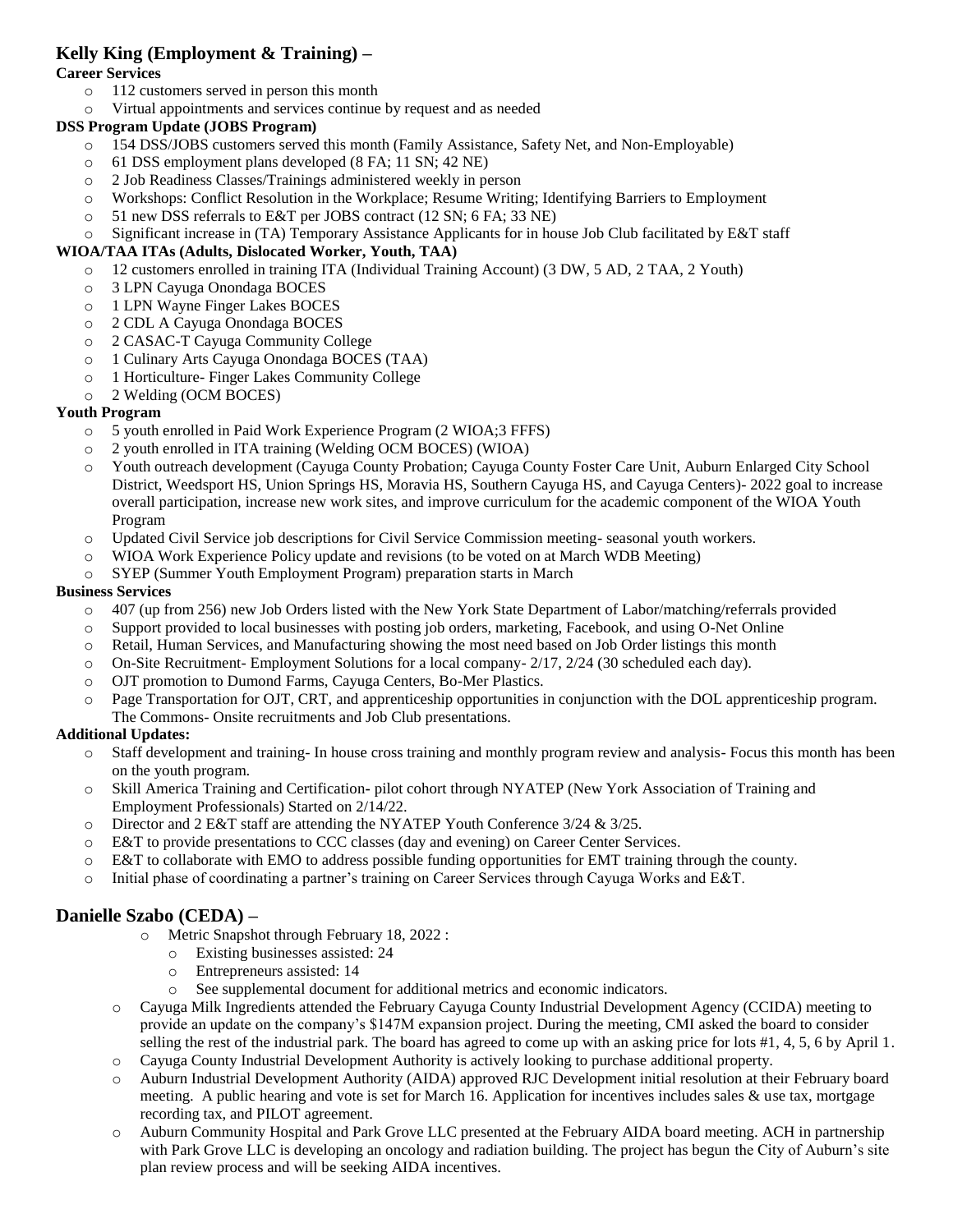## Kelly King (Employment & Training) –

**Career Services**

- 112 customers served in person this month
- Virtual appointments and services continue by request and as needed

**DSS Program Update (JOBS Program)**

- 154 DSS/JOBS customers served this month (Family Assistance, Safety Net, and Non-Employable)
- 61 DSS employment plans developed (8 FA; 11 SN; 42 NE)
- 2 Job Readiness Classes/Trainings administered weekly in person
- Workshops: Conflict Resolution in the Workplace; Resume Writing; Identifying Barriers to Employment
- 51 new DSS referrals to E&T per JOBS contract (12 SN; 6 FA; 33 NE)
- Significant increase in (TA) Temporary Assistance Applicants for in house Job Club facilitated by E&T staff

**WIOA/TAA ITAs (Adults, Dislocated Worker, Youth, TAA)**

- 12 customers enrolled in training ITA (Individual Training Account) (3 DW, 5 AD, 2 TAA, 2 Youth)
- 3 LPN Cayuga Onondaga BOCES
- 1 LPN Wayne Finger Lakes BOCES
- 2 CDL A Cayuga Onondaga BOCES
- 2 CASAC-T Cayuga Community College
- 1 Culinary Arts Cayuga Onondaga BOCES (TAA)
- 1 Horticulture- Finger Lakes Community College
- 2 Welding (OCM BOCES)

**Youth Program**

- 5 youth enrolled in Paid Work Experience Program (2 WIOA;3 FFFS)
- 2 youth enrolled in ITA training (Welding OCM BOCES) (WIOA)
- Youth outreach development (Cayuga County Probation; Cayuga County Foster Care Unit, Auburn Enlarged City School District, Weedsport HS, Union Springs HS, Moravia HS, Southern Cayuga HS, and Cayuga Centers)- 2022 goal to increase overall participation, increase new work sites, and improve curriculum for the academic component of the WIOA Youth Program
- Updated Civil Service job descriptions for Civil Service Commission meeting- seasonal youth workers.
- WIOA Work Experience Policy update and revisions (to be voted on at March WDB Meeting)
- SYEP (Summer Youth Employment Program) preparation starts in March

**Business Services**

- 407 (up from 256) new Job Orders listed with the New York State Department of Labor/matching/referrals provided
- Support provided to local businesses with posting job orders, marketing, Facebook, and using O-Net Online
- Retail, Human Services, and Manufacturing showing the most need based on Job Order listings this month
- On-Site Recruitment- Employment Solutions for a local company- 2/17, 2/24 (30 scheduled each day).
- OJT promotion to Dumond Farms, Cayuga Centers, Bo-Mer Plastics.
- Page Transportation for OJT, CRT, and apprenticeship opportunities in conjunction with the DOL apprenticeship program. The Commons- Onsite recruitments and Job Club presentations.

**Additional Updates:**

- Staff development and training- In house cross training and monthly program review and analysis- Focus this month has been on the youth program.
- Skill America Training and Certification- pilot cohort through NYATEP (New York Association of Training and Employment Professionals) Started on 2/14/22.
- Director and 2 E&T staff are attending the NYATEP Youth Conference 3/24 & 3/25.
- E&T to provide presentations to CCC classes (day and evening) on Career Center Services.
- E&T to collaborate with EMO to address possible funding opportunities for EMT training through the county.
- Initial phase of coordinating a partner's training on Career Services through Cayuga Works and E&T.

## Danielle Szabo (CEDA) –

- Metric Snapshot through February 18, 2022 :
  - Existing businesses assisted: 24
  - Entrepreneurs assisted: 14
  - See supplemental document for additional metrics and economic indicators.
- Cayuga Milk Ingredients attended the February Cayuga County Industrial Development Agency (CCIDA) meeting to provide an update on the company's $147M expansion project. During the meeting, CMI asked the board to consider selling the rest of the industrial park. The board has agreed to come up with an asking price for lots #1, 4, 5, 6 by April 1.
- Cayuga County Industrial Development Authority is actively looking to purchase additional property.
- Auburn Industrial Development Authority (AIDA) approved RJC Development initial resolution at their February board meeting. A public hearing and vote is set for March 16. Application for incentives includes sales & use tax, mortgage recording tax, and PILOT agreement.
- Auburn Community Hospital and Park Grove LLC presented at the February AIDA board meeting. ACH in partnership with Park Grove LLC is developing an oncology and radiation building. The project has begun the City of Auburn's site plan review process and will be seeking AIDA incentives.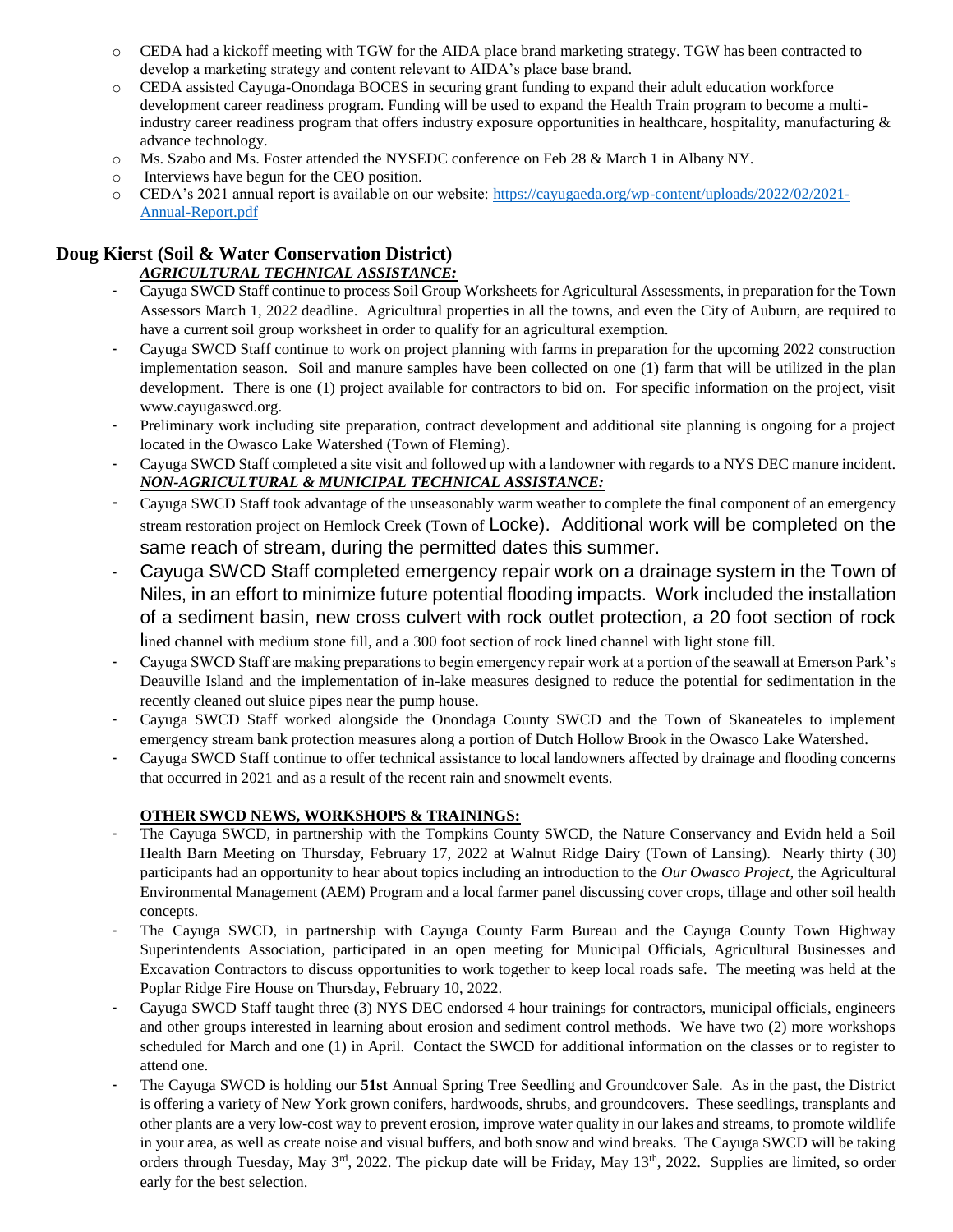- CEDA had a kickoff meeting with TGW for the AIDA place brand marketing strategy. TGW has been contracted to develop a marketing strategy and content relevant to AIDA's place base brand.
- CEDA assisted Cayuga-Onondaga BOCES in securing grant funding to expand their adult education workforce development career readiness program. Funding will be used to expand the Health Train program to become a multi-industry career readiness program that offers industry exposure opportunities in healthcare, hospitality, manufacturing & advance technology.
- Ms. Szabo and Ms. Foster attended the NYSEDC conference on Feb 28 & March 1 in Albany NY.
- Interviews have begun for the CEO position.
- CEDA's 2021 annual report is available on our website: [https://cayugaeda.org/wp-content/uploads/2022/02/2021-Annual-Report.pdf](https://cayugaeda.org/wp-content/uploads/2022/02/2021-Annual-Report.pdf)

## Doug Kierst (Soil & Water Conservation District)

***AGRICULTURAL TECHNICAL ASSISTANCE:***

- Cayuga SWCD Staff continue to process Soil Group Worksheets for Agricultural Assessments, in preparation for the Town Assessors March 1, 2022 deadline. Agricultural properties in all the towns, and even the City of Auburn, are required to have a current soil group worksheet in order to qualify for an agricultural exemption.
- Cayuga SWCD Staff continue to work on project planning with farms in preparation for the upcoming 2022 construction implementation season. Soil and manure samples have been collected on one (1) farm that will be utilized in the plan development. There is one (1) project available for contractors to bid on. For specific information on the project, visit www.cayugaswcd.org.
- Preliminary work including site preparation, contract development and additional site planning is ongoing for a project located in the Owasco Lake Watershed (Town of Fleming).
- Cayuga SWCD Staff completed a site visit and followed up with a landowner with regards to a NYS DEC manure incident.

***NON-AGRICULTURAL & MUNICIPAL TECHNICAL ASSISTANCE:***

- Cayuga SWCD Staff took advantage of the unseasonably warm weather to complete the final component of an emergency stream restoration project on Hemlock Creek (Town of Locke). Additional work will be completed on the same reach of stream, during the permitted dates this summer.
- Cayuga SWCD Staff completed emergency repair work on a drainage system in the Town of Niles, in an effort to minimize future potential flooding impacts. Work included the installation of a sediment basin, new cross culvert with rock outlet protection, a 20 foot section of rock lined channel with medium stone fill, and a 300 foot section of rock lined channel with light stone fill.
- Cayuga SWCD Staff are making preparations to begin emergency repair work at a portion of the seawall at Emerson Park's Deauville Island and the implementation of in-lake measures designed to reduce the potential for sedimentation in the recently cleaned out sluice pipes near the pump house.
- Cayuga SWCD Staff worked alongside the Onondaga County SWCD and the Town of Skaneateles to implement emergency stream bank protection measures along a portion of Dutch Hollow Brook in the Owasco Lake Watershed.
- Cayuga SWCD Staff continue to offer technical assistance to local landowners affected by drainage and flooding concerns that occurred in 2021 and as a result of the recent rain and snowmelt events.

**OTHER SWCD NEWS, WORKSHOPS & TRAININGS:**

- The Cayuga SWCD, in partnership with the Tompkins County SWCD, the Nature Conservancy and Evidn held a Soil Health Barn Meeting on Thursday, February 17, 2022 at Walnut Ridge Dairy (Town of Lansing). Nearly thirty (30) participants had an opportunity to hear about topics including an introduction to the *Our Owasco Project*, the Agricultural Environmental Management (AEM) Program and a local farmer panel discussing cover crops, tillage and other soil health concepts.
- The Cayuga SWCD, in partnership with Cayuga County Farm Bureau and the Cayuga County Town Highway Superintendents Association, participated in an open meeting for Municipal Officials, Agricultural Businesses and Excavation Contractors to discuss opportunities to work together to keep local roads safe. The meeting was held at the Poplar Ridge Fire House on Thursday, February 10, 2022.
- Cayuga SWCD Staff taught three (3) NYS DEC endorsed 4 hour trainings for contractors, municipal officials, engineers and other groups interested in learning about erosion and sediment control methods. We have two (2) more workshops scheduled for March and one (1) in April. Contact the SWCD for additional information on the classes or to register to attend one.
- The Cayuga SWCD is holding our **51st** Annual Spring Tree Seedling and Groundcover Sale. As in the past, the District is offering a variety of New York grown conifers, hardwoods, shrubs, and groundcovers. These seedlings, transplants and other plants are a very low-cost way to prevent erosion, improve water quality in our lakes and streams, to promote wildlife in your area, as well as create noise and visual buffers, and both snow and wind breaks. The Cayuga SWCD will be taking orders through Tuesday, May 3rd, 2022. The pickup date will be Friday, May 13th, 2022. Supplies are limited, so order early for the best selection.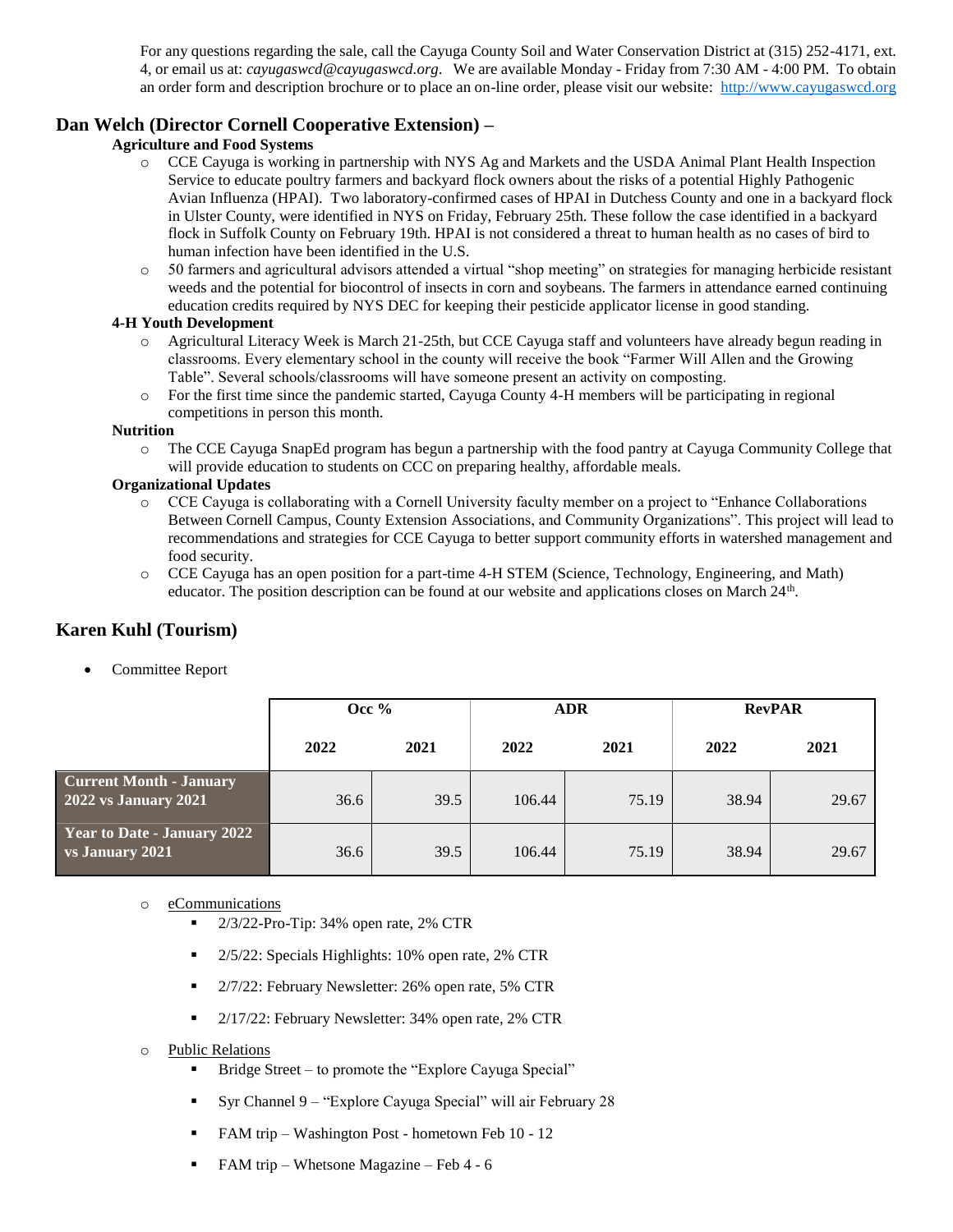For any questions regarding the sale, call the Cayuga County Soil and Water Conservation District at (315) 252-4171, ext. 4, or email us at: *cayugaswcd@cayugaswcd.org*. We are available Monday - Friday from 7:30 AM - 4:00 PM. To obtain an order form and description brochure or to place an on-line order, please visit our website: http://www.cayugaswcd.org

## Dan Welch (Director Cornell Cooperative Extension) –

**Agriculture and Food Systems**

- CCE Cayuga is working in partnership with NYS Ag and Markets and the USDA Animal Plant Health Inspection Service to educate poultry farmers and backyard flock owners about the risks of a potential Highly Pathogenic Avian Influenza (HPAI). Two laboratory-confirmed cases of HPAI in Dutchess County and one in a backyard flock in Ulster County, were identified in NYS on Friday, February 25th. These follow the case identified in a backyard flock in Suffolk County on February 19th. HPAI is not considered a threat to human health as no cases of bird to human infection have been identified in the U.S.
- 50 farmers and agricultural advisors attended a virtual "shop meeting" on strategies for managing herbicide resistant weeds and the potential for biocontrol of insects in corn and soybeans. The farmers in attendance earned continuing education credits required by NYS DEC for keeping their pesticide applicator license in good standing.

**4-H Youth Development**

- Agricultural Literacy Week is March 21-25th, but CCE Cayuga staff and volunteers have already begun reading in classrooms. Every elementary school in the county will receive the book "Farmer Will Allen and the Growing Table". Several schools/classrooms will have someone present an activity on composting.
- For the first time since the pandemic started, Cayuga County 4-H members will be participating in regional competitions in person this month.

**Nutrition**

- The CCE Cayuga SnapEd program has begun a partnership with the food pantry at Cayuga Community College that will provide education to students on CCC on preparing healthy, affordable meals.

**Organizational Updates**

- CCE Cayuga is collaborating with a Cornell University faculty member on a project to "Enhance Collaborations Between Cornell Campus, County Extension Associations, and Community Organizations". This project will lead to recommendations and strategies for CCE Cayuga to better support community efforts in watershed management and food security.
- CCE Cayuga has an open position for a part-time 4-H STEM (Science, Technology, Engineering, and Math) educator. The position description can be found at our website and applications closes on March 24th.

## Karen Kuhl (Tourism)

- Committee Report

| | Occ % | | ADR | | RevPAR | |
|---|---|---|---|---|---|---|
| | 2022 | 2021 | 2022 | 2021 | 2022 | 2021 |
| **Current Month - January 2022 vs January 2021** | 36.6 | 39.5 | 106.44 | 75.19 | 38.94 | 29.67 |
| **Year to Date - January 2022 vs January 2021** | 36.6 | 39.5 | 106.44 | 75.19 | 38.94 | 29.67 |

- eCommunications
  - 2/3/22-Pro-Tip: 34% open rate, 2% CTR
  - 2/5/22: Specials Highlights: 10% open rate, 2% CTR
  - 2/7/22: February Newsletter: 26% open rate, 5% CTR
  - 2/17/22: February Newsletter: 34% open rate, 2% CTR
- Public Relations
  - Bridge Street – to promote the "Explore Cayuga Special"
  - Syr Channel 9 – "Explore Cayuga Special" will air February 28
  - FAM trip – Washington Post - hometown Feb 10 - 12
  - FAM trip – Whetsone Magazine – Feb 4 - 6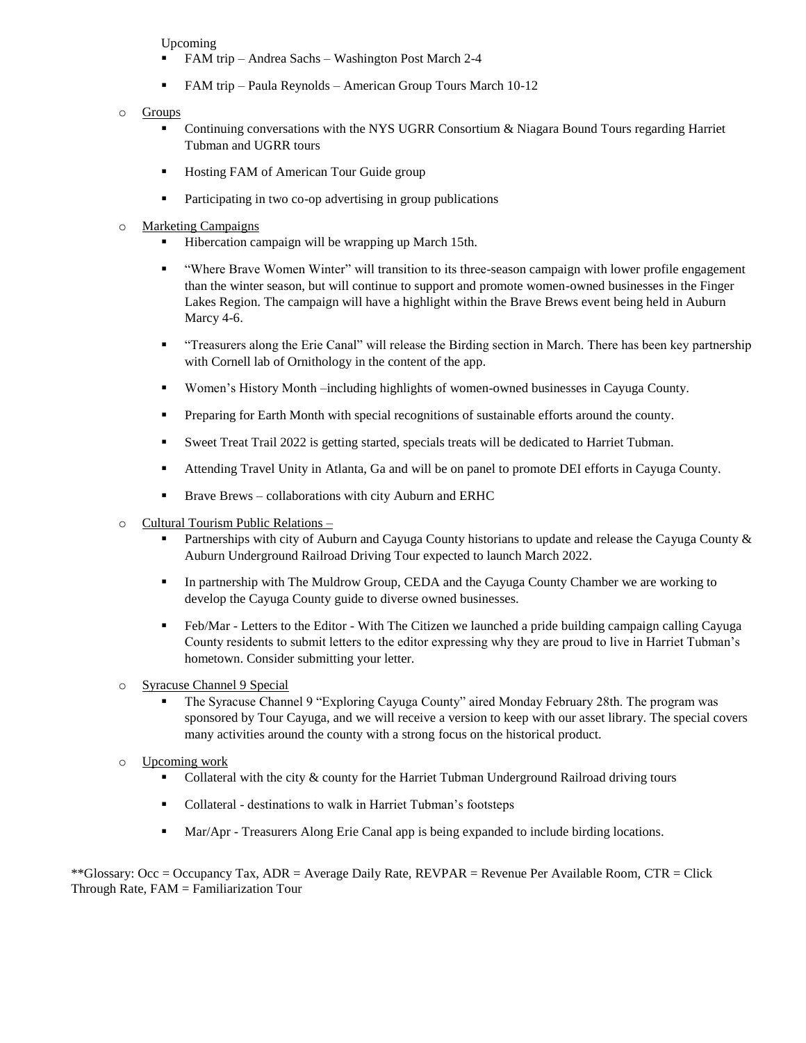Upcoming

- FAM trip – Andrea Sachs – Washington Post March 2-4
- FAM trip – Paula Reynolds – American Group Tours March 10-12

- Groups
  - Continuing conversations with the NYS UGRR Consortium & Niagara Bound Tours regarding Harriet Tubman and UGRR tours
  - Hosting FAM of American Tour Guide group
  - Participating in two co-op advertising in group publications

- Marketing Campaigns
  - Hibercation campaign will be wrapping up March 15th.
  - "Where Brave Women Winter" will transition to its three-season campaign with lower profile engagement than the winter season, but will continue to support and promote women-owned businesses in the Finger Lakes Region. The campaign will have a highlight within the Brave Brews event being held in Auburn Marcy 4-6.
  - "Treasurers along the Erie Canal" will release the Birding section in March. There has been key partnership with Cornell lab of Ornithology in the content of the app.
  - Women's History Month –including highlights of women-owned businesses in Cayuga County.
  - Preparing for Earth Month with special recognitions of sustainable efforts around the county.
  - Sweet Treat Trail 2022 is getting started, specials treats will be dedicated to Harriet Tubman.
  - Attending Travel Unity in Atlanta, Ga and will be on panel to promote DEI efforts in Cayuga County.
  - Brave Brews – collaborations with city Auburn and ERHC

- Cultural Tourism Public Relations –
  - Partnerships with city of Auburn and Cayuga County historians to update and release the Cayuga County & Auburn Underground Railroad Driving Tour expected to launch March 2022.
  - In partnership with The Muldrow Group, CEDA and the Cayuga County Chamber we are working to develop the Cayuga County guide to diverse owned businesses.
  - Feb/Mar - Letters to the Editor - With The Citizen we launched a pride building campaign calling Cayuga County residents to submit letters to the editor expressing why they are proud to live in Harriet Tubman's hometown. Consider submitting your letter.

- Syracuse Channel 9 Special
  - The Syracuse Channel 9 "Exploring Cayuga County" aired Monday February 28th. The program was sponsored by Tour Cayuga, and we will receive a version to keep with our asset library. The special covers many activities around the county with a strong focus on the historical product.

- Upcoming work
  - Collateral with the city & county for the Harriet Tubman Underground Railroad driving tours
  - Collateral - destinations to walk in Harriet Tubman's footsteps
  - Mar/Apr - Treasurers Along Erie Canal app is being expanded to include birding locations.

**Glossary: Occ = Occupancy Tax, ADR = Average Daily Rate, REVPAR = Revenue Per Available Room, CTR = Click Through Rate, FAM = Familiarization Tour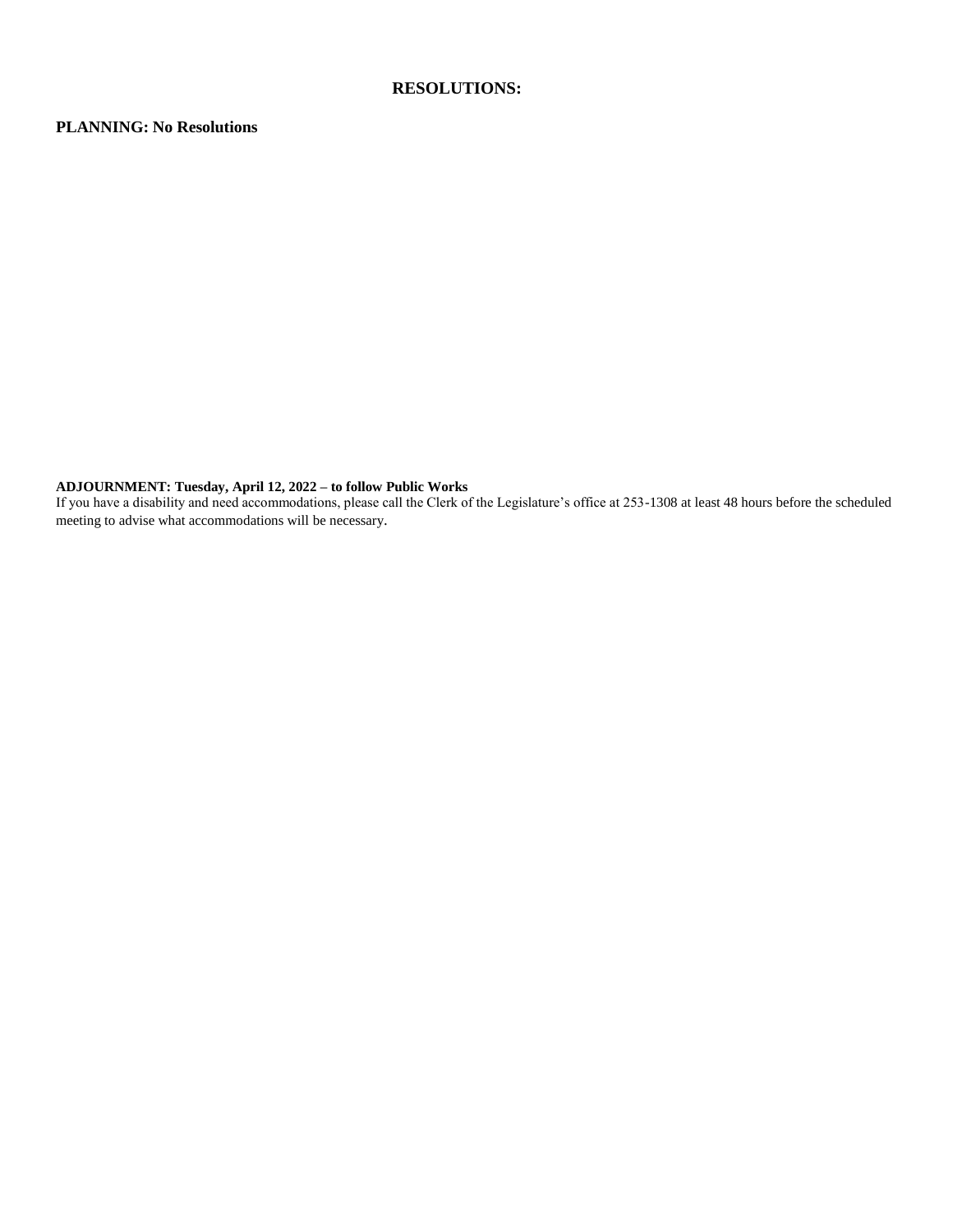# RESOLUTIONS:

**PLANNING: No Resolutions**

**ADJOURNMENT: Tuesday, April 12, 2022 – to follow Public Works**

If you have a disability and need accommodations, please call the Clerk of the Legislature's office at 253-1308 at least 48 hours before the scheduled meeting to advise what accommodations will be necessary.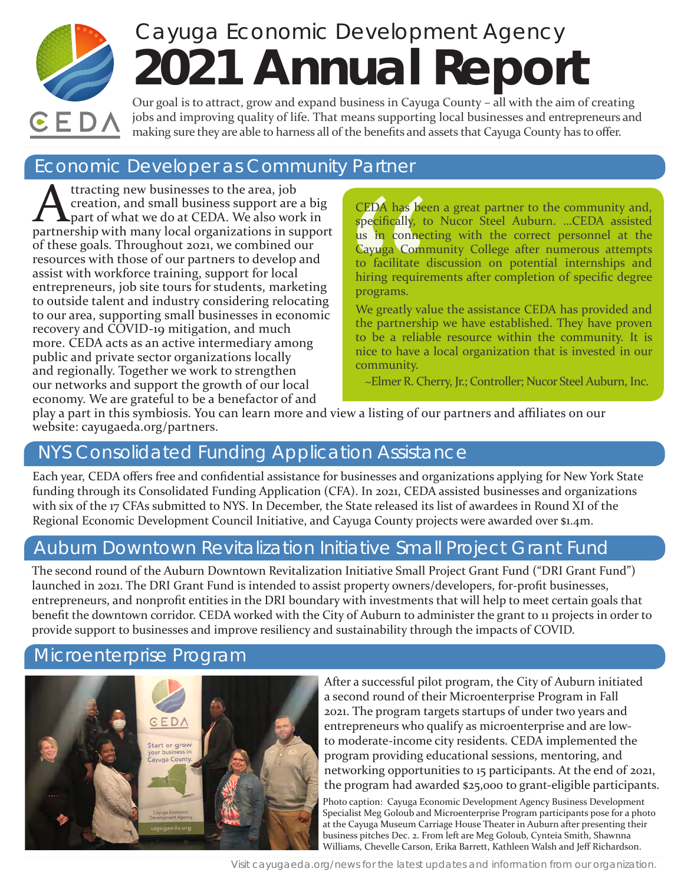# Cayuga Economic Development Agency
# 2021 Annual Report

Our goal is to attract, grow and expand business in Cayuga County – all with the aim of creating jobs and improving quality of life. That means supporting local businesses and entrepreneurs and making sure they are able to harness all of the benefits and assets that Cayuga County has to offer.

## Economic Developer as Community Partner

Attracting new businesses to the area, job creation, and small business support are a big part of what we do at CEDA. We also work in partnership with many local organizations in support of these goals. Throughout 2021, we combined our resources with those of our partners to develop and assist with workforce training, support for local entrepreneurs, job site tours for students, marketing to outside talent and industry considering relocating to our area, supporting small businesses in economic recovery and COVID-19 mitigation, and much more. CEDA acts as an active intermediary among public and private sector organizations locally and regionally. Together we work to strengthen our networks and support the growth of our local economy. We are grateful to be a benefactor of and play a part in this symbiosis. You can learn more and view a listing of our partners and affiliates on our website: cayugaeda.org/partners.

> CEDA has been a great partner to the community and, specifically, to Nucor Steel Auburn. ...CEDA assisted us in connecting with the correct personnel at the Cayuga Community College after numerous attempts to facilitate discussion on potential internships and hiring requirements after completion of specific degree programs.
>
> We greatly value the assistance CEDA has provided and the partnership we have established. They have proven to be a reliable resource within the community. It is nice to have a local organization that is invested in our community.
>
> ~Elmer R. Cherry, Jr.; Controller; Nucor Steel Auburn, Inc.

## NYS Consolidated Funding Application Assistance

Each year, CEDA offers free and confidential assistance for businesses and organizations applying for New York State funding through its Consolidated Funding Application (CFA). In 2021, CEDA assisted businesses and organizations with six of the 17 CFAs submitted to NYS. In December, the State released its list of awardees in Round XI of the Regional Economic Development Council Initiative, and Cayuga County projects were awarded over $1.4m.

## Auburn Downtown Revitalization Initiative Small Project Grant Fund

The second round of the Auburn Downtown Revitalization Initiative Small Project Grant Fund ("DRI Grant Fund") launched in 2021. The DRI Grant Fund is intended to assist property owners/developers, for-profit businesses, entrepreneurs, and nonprofit entities in the DRI boundary with investments that will help to meet certain goals that benefit the downtown corridor. CEDA worked with the City of Auburn to administer the grant to 11 projects in order to provide support to businesses and improve resiliency and sustainability through the impacts of COVID.

## Microenterprise Program

After a successful pilot program, the City of Auburn initiated a second round of their Microenterprise Program in Fall 2021. The program targets startups of under two years and entrepreneurs who qualify as microenterprise and are low- to moderate-income city residents. CEDA implemented the program providing educational sessions, mentoring, and networking opportunities to 15 participants. At the end of 2021, the program had awarded $25,000 to grant-eligible participants.

Photo caption: Cayuga Economic Development Agency Business Development Specialist Meg Goloub and Microenterprise Program participants pose for a photo at the Cayuga Museum Carriage House Theater in Auburn after presenting their business pitches Dec. 2. From left are Meg Goloub, Cynteia Smith, Shawnna Williams, Chevelle Carson, Erika Barrett, Kathleen Walsh and Jeff Richardson.

Visit cayugaeda.org/news for the latest updates and information from our organization.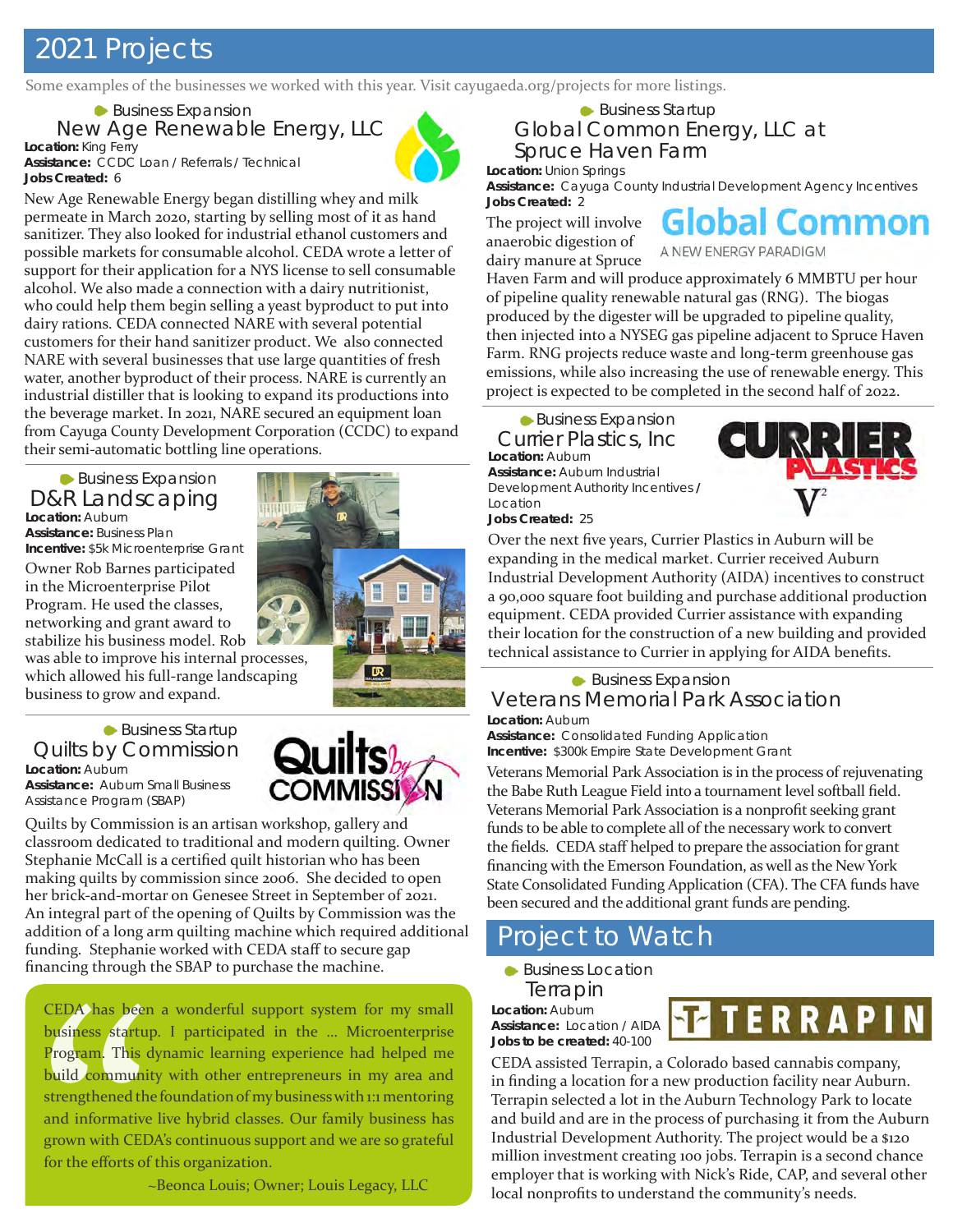# 2021 Projects

Some examples of the businesses we worked with this year. Visit cayugaeda.org/projects for more listings.

Business Expansion

## New Age Renewable Energy, LLC

**Location:** King Ferry
**Assistance:** CCDC Loan / Referrals / Technical
**Jobs Created:** 6

New Age Renewable Energy began distilling whey and milk permeate in March 2020, starting by selling most of it as hand sanitizer. They also looked for industrial ethanol customers and possible markets for consumable alcohol. CEDA wrote a letter of support for their application for a NYS license to sell consumable alcohol. We also made a connection with a dairy nutritionist, who could help them begin selling a yeast byproduct to put into dairy rations. CEDA connected NARE with several potential customers for their hand sanitizer product. We also connected NARE with several businesses that use large quantities of fresh water, another byproduct of their process. NARE is currently an industrial distiller that is looking to expand its productions into the beverage market. In 2021, NARE secured an equipment loan from Cayuga County Development Corporation (CCDC) to expand their semi-automatic bottling line operations.

Business Expansion

## D&R Landscaping

**Location:** Auburn
**Assistance:** Business Plan
**Incentive:** $5k Microenterprise Grant

Owner Rob Barnes participated in the Microenterprise Pilot Program. He used the classes, networking and grant award to stabilize his business model. Rob was able to improve his internal processes, which allowed his full-range landscaping business to grow and expand.

Business Startup

## Quilts by Commission

**Location:** Auburn
**Assistance:** Auburn Small Business Assistance Program (SBAP)

Quilts by Commission is an artisan workshop, gallery and classroom dedicated to traditional and modern quilting. Owner Stephanie McCall is a certified quilt historian who has been making quilts by commission since 2006. She decided to open her brick-and-mortar on Genesee Street in September of 2021. An integral part of the opening of Quilts by Commission was the addition of a long arm quilting machine which required additional funding. Stephanie worked with CEDA staff to secure gap financing through the SBAP to purchase the machine.

> CEDA has been a wonderful support system for my small business startup. I participated in the ... Microenterprise Program. This dynamic learning experience had helped me build community with other entrepreneurs in my area and strengthened the foundation of my business with 1:1 mentoring and informative live hybrid classes. Our family business has grown with CEDA's continuous support and we are so grateful for the efforts of this organization.
>
> ~Beonca Louis; Owner; Louis Legacy, LLC

Business Startup

## Global Common Energy, LLC at Spruce Haven Farm

**Location:** Union Springs
**Assistance:** Cayuga County Industrial Development Agency Incentives
**Jobs Created:** 2

The project will involve anaerobic digestion of dairy manure at Spruce Haven Farm and will produce approximately 6 MMBTU per hour of pipeline quality renewable natural gas (RNG). The biogas produced by the digester will be upgraded to pipeline quality, then injected into a NYSEG gas pipeline adjacent to Spruce Haven Farm. RNG projects reduce waste and long-term greenhouse gas emissions, while also increasing the use of renewable energy. This project is expected to be completed in the second half of 2022.

Business Expansion

## Currier Plastics, Inc

**Location:** Auburn
**Assistance:** Auburn Industrial Development Authority Incentives / Location
**Jobs Created:** 25

Over the next five years, Currier Plastics in Auburn will be expanding in the medical market. Currier received Auburn Industrial Development Authority (AIDA) incentives to construct a 90,000 square foot building and purchase additional production equipment. CEDA provided Currier assistance with expanding their location for the construction of a new building and provided technical assistance to Currier in applying for AIDA benefits.

Business Expansion

## Veterans Memorial Park Association

**Location:** Auburn
**Assistance:** Consolidated Funding Application
**Incentive:** $300k Empire State Development Grant

Veterans Memorial Park Association is in the process of rejuvenating the Babe Ruth League Field into a tournament level softball field. Veterans Memorial Park Association is a nonprofit seeking grant funds to be able to complete all of the necessary work to convert the fields. CEDA staff helped to prepare the association for grant financing with the Emerson Foundation, as well as the New York State Consolidated Funding Application (CFA). The CFA funds have been secured and the additional grant funds are pending.

# Project to Watch

Business Location

## Terrapin

**Location:** Auburn
**Assistance:** Location / AIDA
**Jobs to be created:** 40-100

CEDA assisted Terrapin, a Colorado based cannabis company, in finding a location for a new production facility near Auburn. Terrapin selected a lot in the Auburn Technology Park to locate and build and are in the process of purchasing it from the Auburn Industrial Development Authority. The project would be a $120 million investment creating 100 jobs. Terrapin is a second chance employer that is working with Nick's Ride, CAP, and several other local nonprofits to understand the community's needs.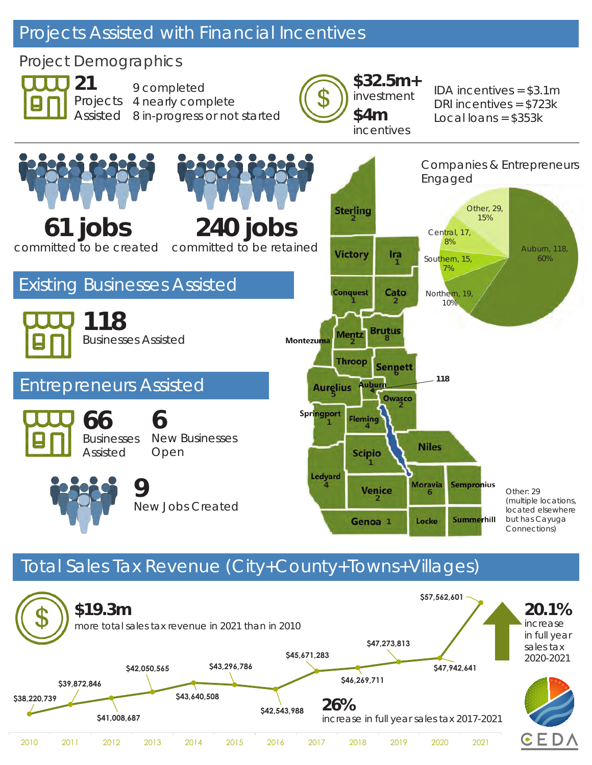# Projects Assisted with Financial Incentives

## Project Demographics

**21** Projects Assisted
- 9 completed
- 4 nearly complete
- 8 in-progress or not started

**$32.5m+** investment

**$4m** incentives

- IDA incentives = $3.1m
- DRI incentives = $723k
- Local loans = $353k

**61 jobs** committed to be created

**240 jobs** committed to be retained

## Existing Businesses Assisted

**118** Businesses Assisted

## Entrepreneurs Assisted

**66** Businesses Assisted

**6** New Businesses Open

**9** New Jobs Created

### Companies & Entrepreneurs Engaged

| Region | Count | Percent |
|---|---|---|
| Auburn | 118 | 60% |
| Northern | 19 | 10% |
| Southern | 15 | 7% |
| Central | 17 | 8% |
| Other | 29 | 15% |

| Location | Count |
|---|---|
| Sterling | 2 |
| Victory | |
| Ira | 1 |
| Conquest | 1 |
| Cato | 2 |
| Montezuma | |
| Mentz | 2 |
| Brutus | 8 |
| Throop | |
| Sennett | 6 |
| Aurelius | 5 |
| Auburn | 118 |
| Owasco | 2 |
| Springport | 1 |
| Fleming | 4 |
| Niles | |
| Scipio | 1 |
| Ledyard | 4 |
| Venice | 2 |
| Moravia | 6 |
| Sempronius | |
| Genoa | 1 |
| Locke | |
| Summerhill | |

Other: 29 (multiple locations, located elsewhere but has Cayuga Connections)

# Total Sales Tax Revenue (City+County+Towns+Villages)

**$19.3m** more total sales tax revenue in 2021 than in 2010

| Year | Sales Tax Revenue |
|---|---|
| 2010 | $38,220,739 |
| 2011 | $39,872,846 |
| 2012 | $41,008,687 |
| 2013 | $42,050,565 |
| 2014 | $43,640,508 |
| 2015 | $43,296,786 |
| 2016 | $42,543,988 |
| 2017 | $45,671,283 |
| 2018 | $46,269,711 |
| 2019 | $47,273,813 |
| 2020 | $47,942,641 |
| 2021 | $57,562,601 |

**26%** increase in full year sales tax 2017-2021

**20.1%** increase in full year sales tax 2020-2021

CEDA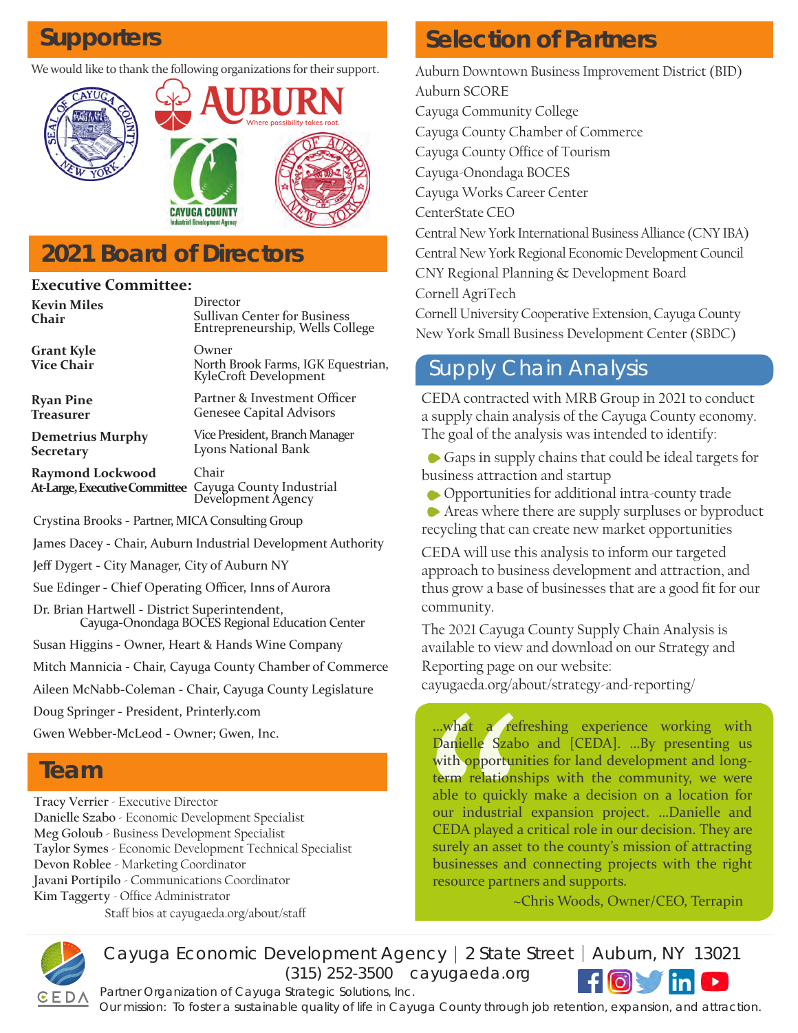## Supporters

We would like to thank the following organizations for their support.

## 2021 Board of Directors

**Executive Committee:**

| | |
|---|---|
| **Kevin Miles** **Chair** | Director Sullivan Center for Business Entrepreneurship, Wells College |
| **Grant Kyle** **Vice Chair** | Owner North Brook Farms, IGK Equestrian, KyleCroft Development |
| **Ryan Pine** **Treasurer** | Partner & Investment Officer Genesee Capital Advisors |
| **Demetrius Murphy** **Secretary** | Vice President, Branch Manager Lyons National Bank |
| **Raymond Lockwood** **At-Large, Executive Committee** | Chair Cayuga County Industrial Development Agency |

Crystina Brooks - Partner, MICA Consulting Group

James Dacey - Chair, Auburn Industrial Development Authority

Jeff Dygert - City Manager, City of Auburn NY

Sue Edinger - Chief Operating Officer, Inns of Aurora

Dr. Brian Hartwell - District Superintendent, Cayuga-Onondaga BOCES Regional Education Center

Susan Higgins - Owner, Heart & Hands Wine Company

Mitch Mannicia - Chair, Cayuga County Chamber of Commerce

Aileen McNabb-Coleman - Chair, Cayuga County Legislature

Doug Springer - President, Printerly.com

Gwen Webber-McLeod - Owner; Gwen, Inc.

## Team

Tracy Verrier - Executive Director
Danielle Szabo - Economic Development Specialist
Meg Goloub - Business Development Specialist
Taylor Symes - Economic Development Technical Specialist
Devon Roblee - Marketing Coordinator
Javani Portipilo - Communications Coordinator
Kim Taggerty - Office Administrator

Staff bios at cayugaeda.org/about/staff

## Selection of Partners

Auburn Downtown Business Improvement District (BID)
Auburn SCORE
Cayuga Community College
Cayuga County Chamber of Commerce
Cayuga County Office of Tourism
Cayuga-Onondaga BOCES
Cayuga Works Career Center
CenterState CEO
Central New York International Business Alliance (CNY IBA)
Central New York Regional Economic Development Council
CNY Regional Planning & Development Board
Cornell AgriTech
Cornell University Cooperative Extension, Cayuga County
New York Small Business Development Center (SBDC)

## Supply Chain Analysis

CEDA contracted with MRB Group in 2021 to conduct a supply chain analysis of the Cayuga County economy. The goal of the analysis was intended to identify:

- Gaps in supply chains that could be ideal targets for business attraction and startup
- Opportunities for additional intra-county trade
- Areas where there are supply surpluses or byproduct recycling that can create new market opportunities

CEDA will use this analysis to inform our targeted approach to business development and attraction, and thus grow a base of businesses that are a good fit for our community.

The 2021 Cayuga County Supply Chain Analysis is available to view and download on our Strategy and Reporting page on our website: cayugaeda.org/about/strategy-and-reporting/

> "...what a refreshing experience working with Danielle Szabo and [CEDA]. ...By presenting us with opportunities for land development and long-term relationships with the community, we were able to quickly make a decision on a location for our industrial expansion project. ...Danielle and CEDA played a critical role in our decision. They are surely an asset to the county's mission of attracting businesses and connecting projects with the right resource partners and supports.
>
> ~Chris Woods, Owner/CEO, Terrapin

Cayuga Economic Development Agency | 2 State Street | Auburn, NY 13021
(315) 252-3500 cayugaeda.org

Partner Organization of Cayuga Strategic Solutions, Inc.
Our mission: To foster a sustainable quality of life in Cayuga County through job retention, expansion, and attraction.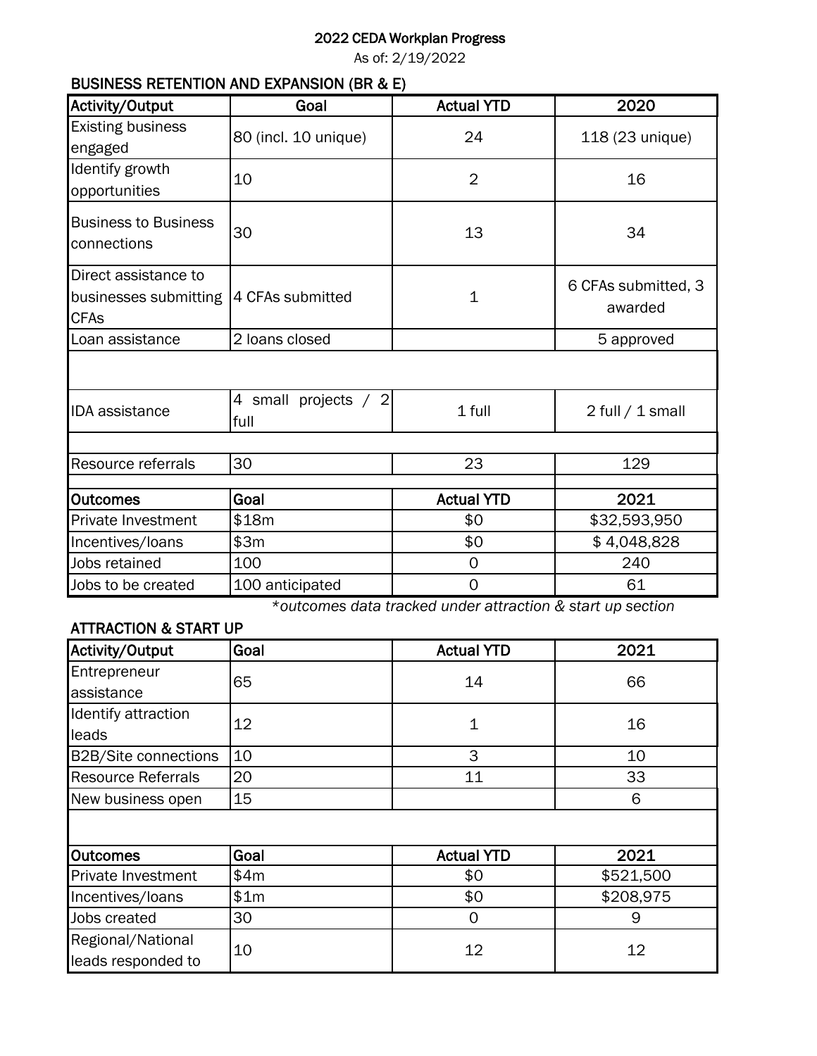# 2022 CEDA Workplan Progress

As of: 2/19/2022

## BUSINESS RETENTION AND EXPANSION (BR & E)

| Activity/Output | Goal | Actual YTD | 2020 |
|---|---|---|---|
| Existing business engaged | 80 (incl. 10 unique) | 24 | 118 (23 unique) |
| Identify growth opportunities | 10 | 2 | 16 |
| Business to Business connections | 30 | 13 | 34 |
| Direct assistance to businesses submitting CFAs | 4 CFAs submitted | 1 | 6 CFAs submitted, 3 awarded |
| Loan assistance | 2 loans closed | | 5 approved |
| | | | |
| IDA assistance | 4 small projects / 2 full | 1 full | 2 full / 1 small |
| | | | |
| Resource referrals | 30 | 23 | 129 |
| | | | |
| **Outcomes** | **Goal** | **Actual YTD** | **2021** |
| Private Investment | $18m | $0 | $32,593,950 |
| Incentives/loans | $3m | $0 | $ 4,048,828 |
| Jobs retained | 100 | 0 | 240 |
| Jobs to be created | 100 anticipated | 0 | 61 |

*\*outcomes data tracked under attraction & start up section*

## ATTRACTION & START UP

| Activity/Output | Goal | Actual YTD | 2021 |
|---|---|---|---|
| Entrepreneur assistance | 65 | 14 | 66 |
| Identify attraction leads | 12 | 1 | 16 |
| B2B/Site connections | 10 | 3 | 10 |
| Resource Referrals | 20 | 11 | 33 |
| New business open | 15 | | 6 |
| | | | |
| **Outcomes** | **Goal** | **Actual YTD** | **2021** |
| Private Investment | $4m | $0 | $521,500 |
| Incentives/loans | $1m | $0 | $208,975 |
| Jobs created | 30 | 0 | 9 |
| Regional/National leads responded to | 10 | 12 | 12 |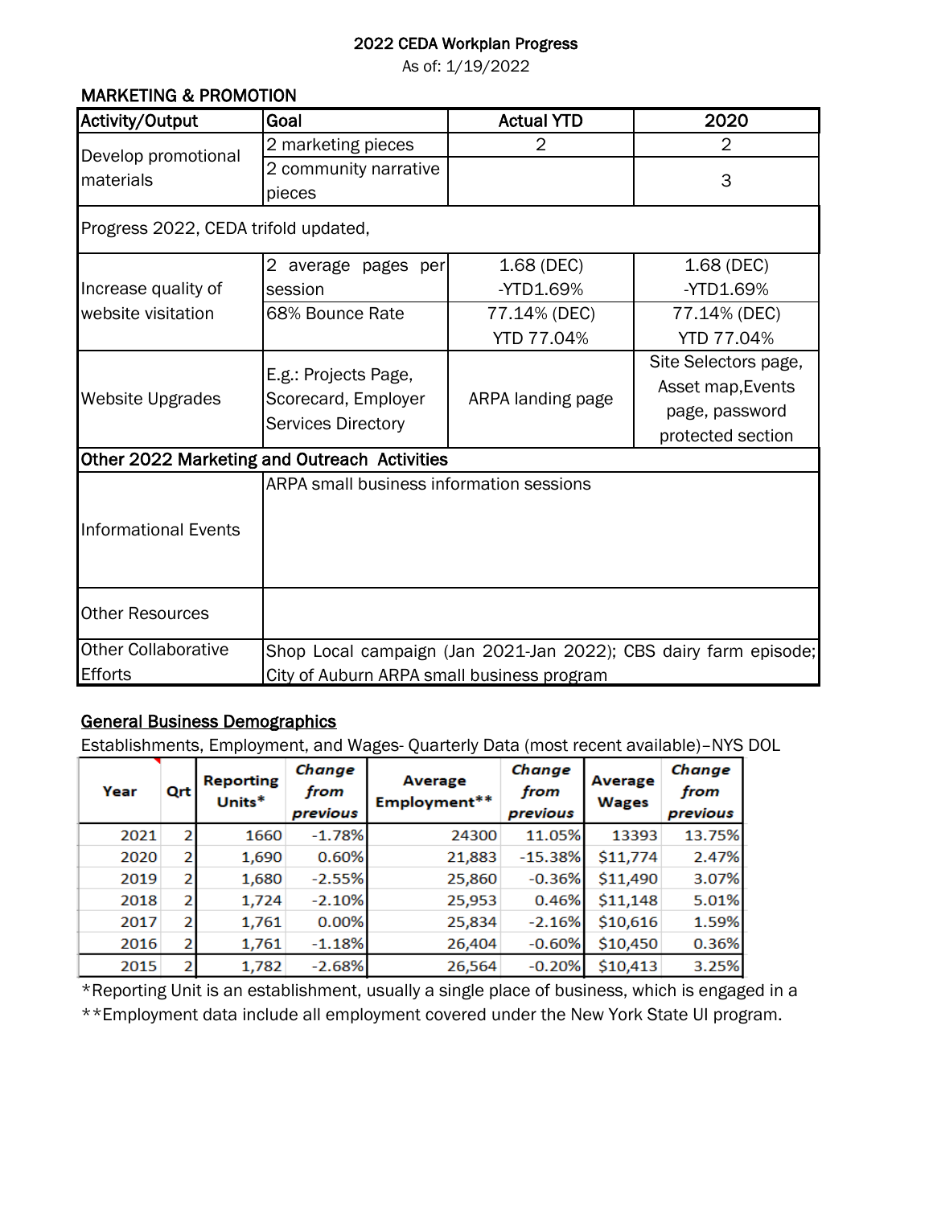# 2022 CEDA Workplan Progress

As of: 1/19/2022

## MARKETING & PROMOTION

| Activity/Output | Goal | Actual YTD | 2020 |
|---|---|---|---|
| Develop promotional materials | 2 marketing pieces | 2 | 2 |
| | 2 community narrative pieces | | 3 |
| Progress 2022, CEDA trifold updated, | | | |
| Increase quality of website visitation | 2 average pages per session | 1.68 (DEC) -YTD1.69% | 1.68 (DEC) -YTD1.69% |
| | 68% Bounce Rate | 77.14% (DEC) YTD 77.04% | 77.14% (DEC) YTD 77.04% |
| Website Upgrades | E.g.: Projects Page, Scorecard, Employer Services Directory | ARPA landing page | Site Selectors page, Asset map,Events page, password protected section |
| **Other 2022 Marketing and Outreach Activities** | | | |
| Informational Events | ARPA small business information sessions | | |
| Other Resources | | | |
| Other Collaborative Efforts | Shop Local campaign (Jan 2021-Jan 2022); CBS dairy farm episode; City of Auburn ARPA small business program | | |

## General Business Demographics

Establishments, Employment, and Wages- Quarterly Data (most recent available)–NYS DOL

| Year | Qrt | Reporting Units* | *Change from previous* | Average Employment** | *Change from previous* | Average Wages | *Change from previous* |
|---|---|---|---|---|---|---|---|
| 2021 | 2 | 1660 | -1.78% | 24300 | 11.05% | 13393 | 13.75% |
| 2020 | 2 | 1,690 | 0.60% | 21,883 | -15.38% | $11,774 | 2.47% |
| 2019 | 2 | 1,680 | -2.55% | 25,860 | -0.36% | $11,490 | 3.07% |
| 2018 | 2 | 1,724 | -2.10% | 25,953 | 0.46% | $11,148 | 5.01% |
| 2017 | 2 | 1,761 | 0.00% | 25,834 | -2.16% | $10,616 | 1.59% |
| 2016 | 2 | 1,761 | -1.18% | 26,404 | -0.60% | $10,450 | 0.36% |
| 2015 | 2 | 1,782 | -2.68% | 26,564 | -0.20% | $10,413 | 3.25% |

*Reporting Unit is an establishment, usually a single place of business, which is engaged in a

**Employment data include all employment covered under the New York State UI program.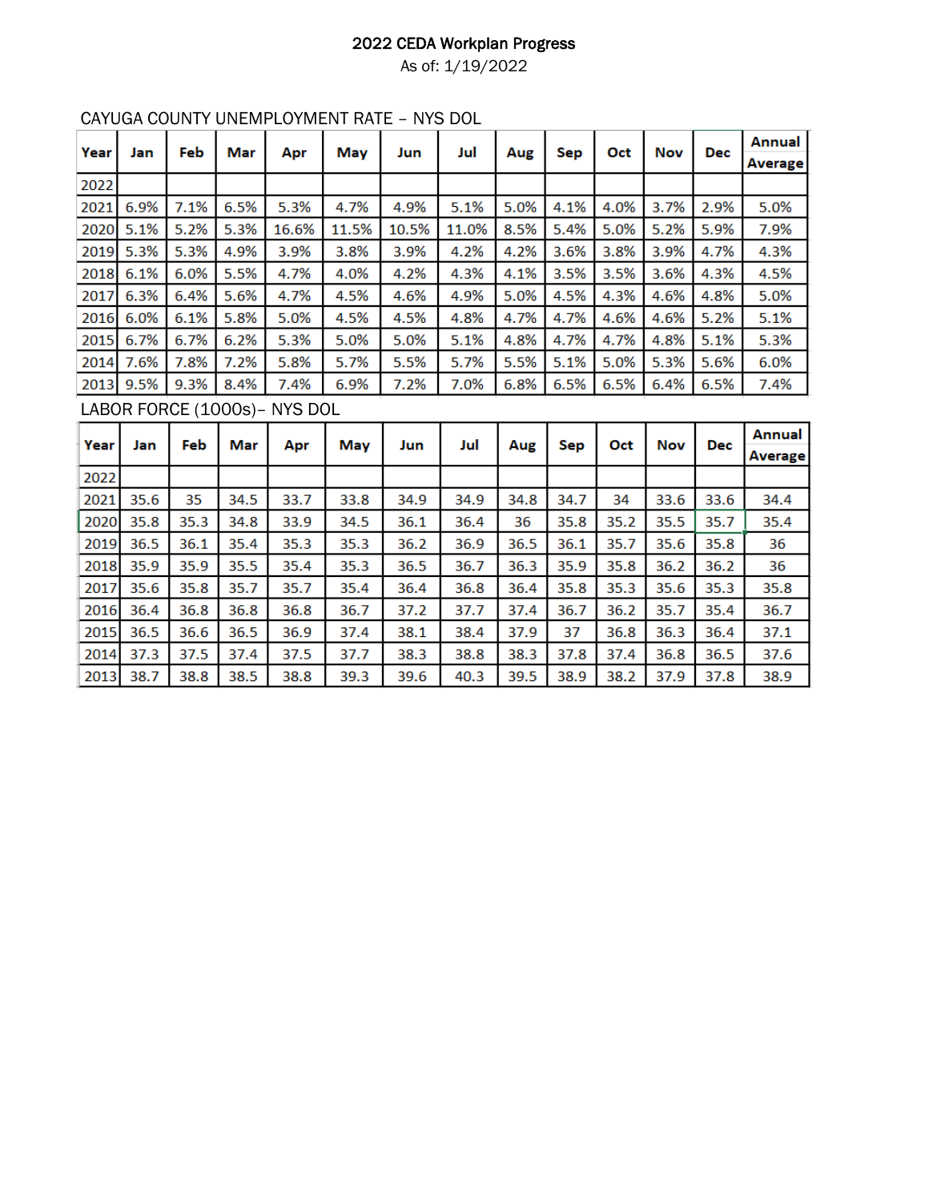# 2022 CEDA Workplan Progress

As of: 1/19/2022

CAYUGA COUNTY UNEMPLOYMENT RATE – NYS DOL

| Year | Jan | Feb | Mar | Apr | May | Jun | Jul | Aug | Sep | Oct | Nov | Dec | Annual Average |
|---|---|---|---|---|---|---|---|---|---|---|---|---|---|
| 2022 | | | | | | | | | | | | | |
| 2021 | 6.9% | 7.1% | 6.5% | 5.3% | 4.7% | 4.9% | 5.1% | 5.0% | 4.1% | 4.0% | 3.7% | 2.9% | 5.0% |
| 2020 | 5.1% | 5.2% | 5.3% | 16.6% | 11.5% | 10.5% | 11.0% | 8.5% | 5.4% | 5.0% | 5.2% | 5.9% | 7.9% |
| 2019 | 5.3% | 5.3% | 4.9% | 3.9% | 3.8% | 3.9% | 4.2% | 4.2% | 3.6% | 3.8% | 3.9% | 4.7% | 4.3% |
| 2018 | 6.1% | 6.0% | 5.5% | 4.7% | 4.0% | 4.2% | 4.3% | 4.1% | 3.5% | 3.5% | 3.6% | 4.3% | 4.5% |
| 2017 | 6.3% | 6.4% | 5.6% | 4.7% | 4.5% | 4.6% | 4.9% | 5.0% | 4.5% | 4.3% | 4.6% | 4.8% | 5.0% |
| 2016 | 6.0% | 6.1% | 5.8% | 5.0% | 4.5% | 4.5% | 4.8% | 4.7% | 4.7% | 4.6% | 4.6% | 5.2% | 5.1% |
| 2015 | 6.7% | 6.7% | 6.2% | 5.3% | 5.0% | 5.0% | 5.1% | 4.8% | 4.7% | 4.7% | 4.8% | 5.1% | 5.3% |
| 2014 | 7.6% | 7.8% | 7.2% | 5.8% | 5.7% | 5.5% | 5.7% | 5.5% | 5.1% | 5.0% | 5.3% | 5.6% | 6.0% |
| 2013 | 9.5% | 9.3% | 8.4% | 7.4% | 6.9% | 7.2% | 7.0% | 6.8% | 6.5% | 6.5% | 6.4% | 6.5% | 7.4% |

LABOR FORCE (1000s)– NYS DOL

| Year | Jan | Feb | Mar | Apr | May | Jun | Jul | Aug | Sep | Oct | Nov | Dec | Annual Average |
|---|---|---|---|---|---|---|---|---|---|---|---|---|---|
| 2022 | | | | | | | | | | | | | |
| 2021 | 35.6 | 35 | 34.5 | 33.7 | 33.8 | 34.9 | 34.9 | 34.8 | 34.7 | 34 | 33.6 | 33.6 | 34.4 |
| 2020 | 35.8 | 35.3 | 34.8 | 33.9 | 34.5 | 36.1 | 36.4 | 36 | 35.8 | 35.2 | 35.5 | 35.7 | 35.4 |
| 2019 | 36.5 | 36.1 | 35.4 | 35.3 | 35.3 | 36.2 | 36.9 | 36.5 | 36.1 | 35.7 | 35.6 | 35.8 | 36 |
| 2018 | 35.9 | 35.9 | 35.5 | 35.4 | 35.3 | 36.5 | 36.7 | 36.3 | 35.9 | 35.8 | 36.2 | 36.2 | 36 |
| 2017 | 35.6 | 35.8 | 35.7 | 35.7 | 35.4 | 36.4 | 36.8 | 36.4 | 35.8 | 35.3 | 35.6 | 35.3 | 35.8 |
| 2016 | 36.4 | 36.8 | 36.8 | 36.8 | 36.7 | 37.2 | 37.7 | 37.4 | 36.7 | 36.2 | 35.7 | 35.4 | 36.7 |
| 2015 | 36.5 | 36.6 | 36.5 | 36.9 | 37.4 | 38.1 | 38.4 | 37.9 | 37 | 36.8 | 36.3 | 36.4 | 37.1 |
| 2014 | 37.3 | 37.5 | 37.4 | 37.5 | 37.7 | 38.3 | 38.8 | 38.3 | 37.8 | 37.4 | 36.8 | 36.5 | 37.6 |
| 2013 | 38.7 | 38.8 | 38.5 | 38.8 | 39.3 | 39.6 | 40.3 | 39.5 | 38.9 | 38.2 | 37.9 | 37.8 | 38.9 |